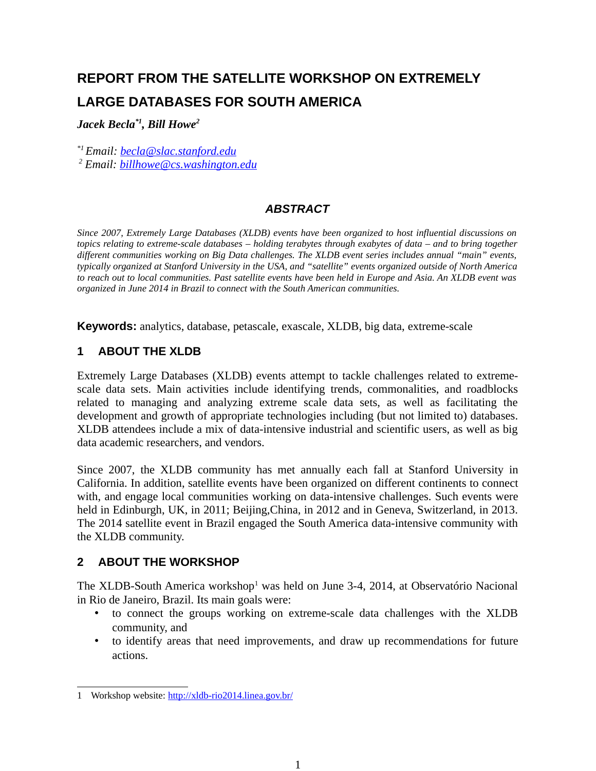# REPORT FROM THE SATELLITE WORKSHOP ON EXTREMELY LARGE DATABASES FOR SOUTH AMERICA

***Jacek Becla*[\*1]*, Bill Howe*[2]**

[\*1] *Email: [becla@slac.stanford.edu](mailto:becla@slac.stanford.edu)*
[2] *Email: [billhowe@cs.washington.edu](mailto:billhowe@cs.washington.edu)*

## *ABSTRACT*

*Since 2007, Extremely Large Databases (XLDB) events have been organized to host influential discussions on topics relating to extreme-scale databases – holding terabytes through exabytes of data – and to bring together different communities working on Big Data challenges. The XLDB event series includes annual "main" events, typically organized at Stanford University in the USA, and "satellite" events organized outside of North America to reach out to local communities. Past satellite events have been held in Europe and Asia. An XLDB event was organized in June 2014 in Brazil to connect with the South American communities.*

**Keywords:** analytics, database, petascale, exascale, XLDB, big data, extreme-scale

## 1 ABOUT THE XLDB

Extremely Large Databases (XLDB) events attempt to tackle challenges related to extreme-scale data sets. Main activities include identifying trends, commonalities, and roadblocks related to managing and analyzing extreme scale data sets, as well as facilitating the development and growth of appropriate technologies including (but not limited to) databases. XLDB attendees include a mix of data-intensive industrial and scientific users, as well as big data academic researchers, and vendors.

Since 2007, the XLDB community has met annually each fall at Stanford University in California. In addition, satellite events have been organized on different continents to connect with, and engage local communities working on data-intensive challenges. Such events were held in Edinburgh, UK, in 2011; Beijing,China, in 2012 and in Geneva, Switzerland, in 2013. The 2014 satellite event in Brazil engaged the South America data-intensive community with the XLDB community.

## 2 ABOUT THE WORKSHOP

The XLDB-South America workshop[1] was held on June 3-4, 2014, at Observatório Nacional in Rio de Janeiro, Brazil. Its main goals were:

- to connect the groups working on extreme-scale data challenges with the XLDB community, and
- to identify areas that need improvements, and draw up recommendations for future actions.

---

1 Workshop website: [http://xldb-rio2014.linea.gov.br/](http://xldb-rio2014.linea.gov.br/)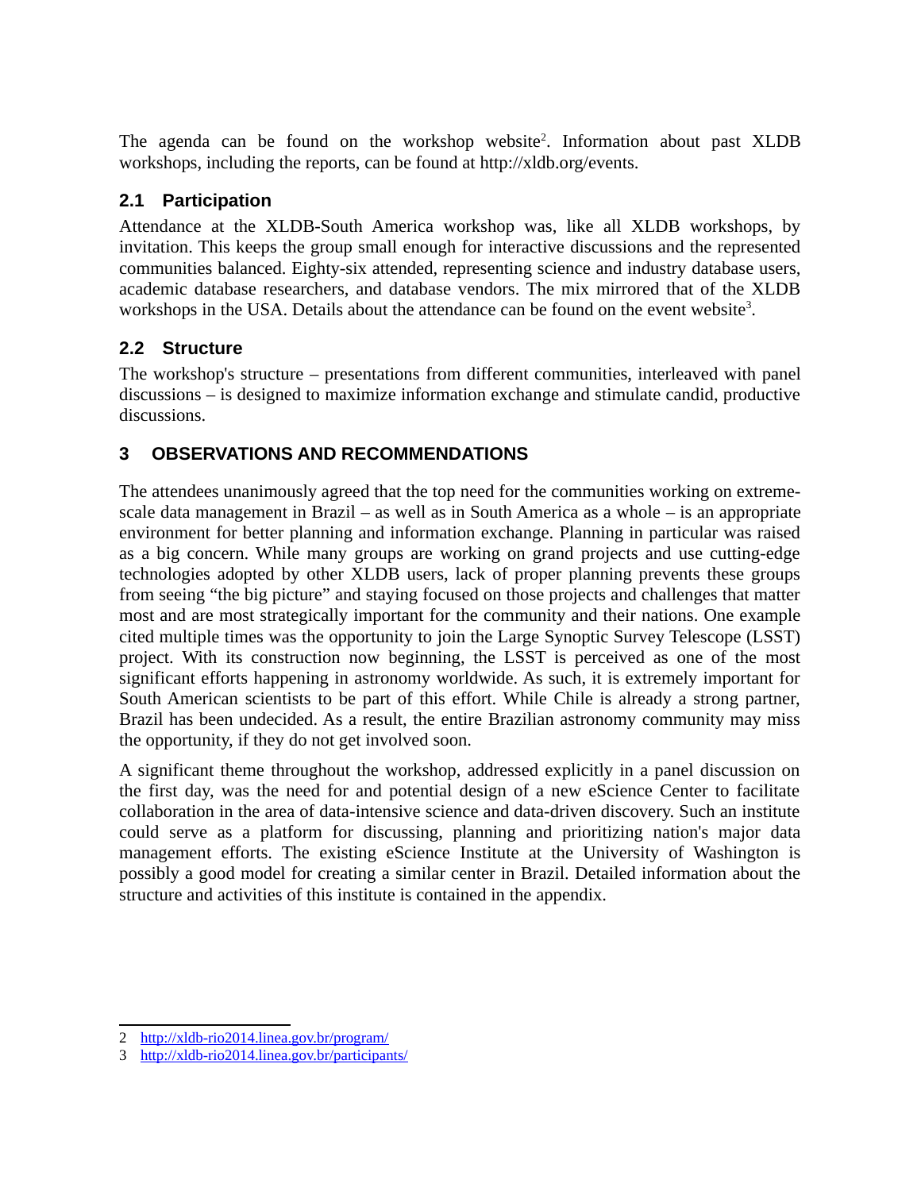The agenda can be found on the workshop website[2]. Information about past XLDB workshops, including the reports, can be found at http://xldb.org/events.

## 2.1 Participation

Attendance at the XLDB-South America workshop was, like all XLDB workshops, by invitation. This keeps the group small enough for interactive discussions and the represented communities balanced. Eighty-six attended, representing science and industry database users, academic database researchers, and database vendors. The mix mirrored that of the XLDB workshops in the USA. Details about the attendance can be found on the event website[3].

## 2.2 Structure

The workshop's structure – presentations from different communities, interleaved with panel discussions – is designed to maximize information exchange and stimulate candid, productive discussions.

# 3 OBSERVATIONS AND RECOMMENDATIONS

The attendees unanimously agreed that the top need for the communities working on extreme-scale data management in Brazil – as well as in South America as a whole – is an appropriate environment for better planning and information exchange. Planning in particular was raised as a big concern. While many groups are working on grand projects and use cutting-edge technologies adopted by other XLDB users, lack of proper planning prevents these groups from seeing "the big picture" and staying focused on those projects and challenges that matter most and are most strategically important for the community and their nations. One example cited multiple times was the opportunity to join the Large Synoptic Survey Telescope (LSST) project. With its construction now beginning, the LSST is perceived as one of the most significant efforts happening in astronomy worldwide. As such, it is extremely important for South American scientists to be part of this effort. While Chile is already a strong partner, Brazil has been undecided. As a result, the entire Brazilian astronomy community may miss the opportunity, if they do not get involved soon.

A significant theme throughout the workshop, addressed explicitly in a panel discussion on the first day, was the need for and potential design of a new eScience Center to facilitate collaboration in the area of data-intensive science and data-driven discovery. Such an institute could serve as a platform for discussing, planning and prioritizing nation's major data management efforts. The existing eScience Institute at the University of Washington is possibly a good model for creating a similar center in Brazil. Detailed information about the structure and activities of this institute is contained in the appendix.

---

2 http://xldb-rio2014.linea.gov.br/program/

3 http://xldb-rio2014.linea.gov.br/participants/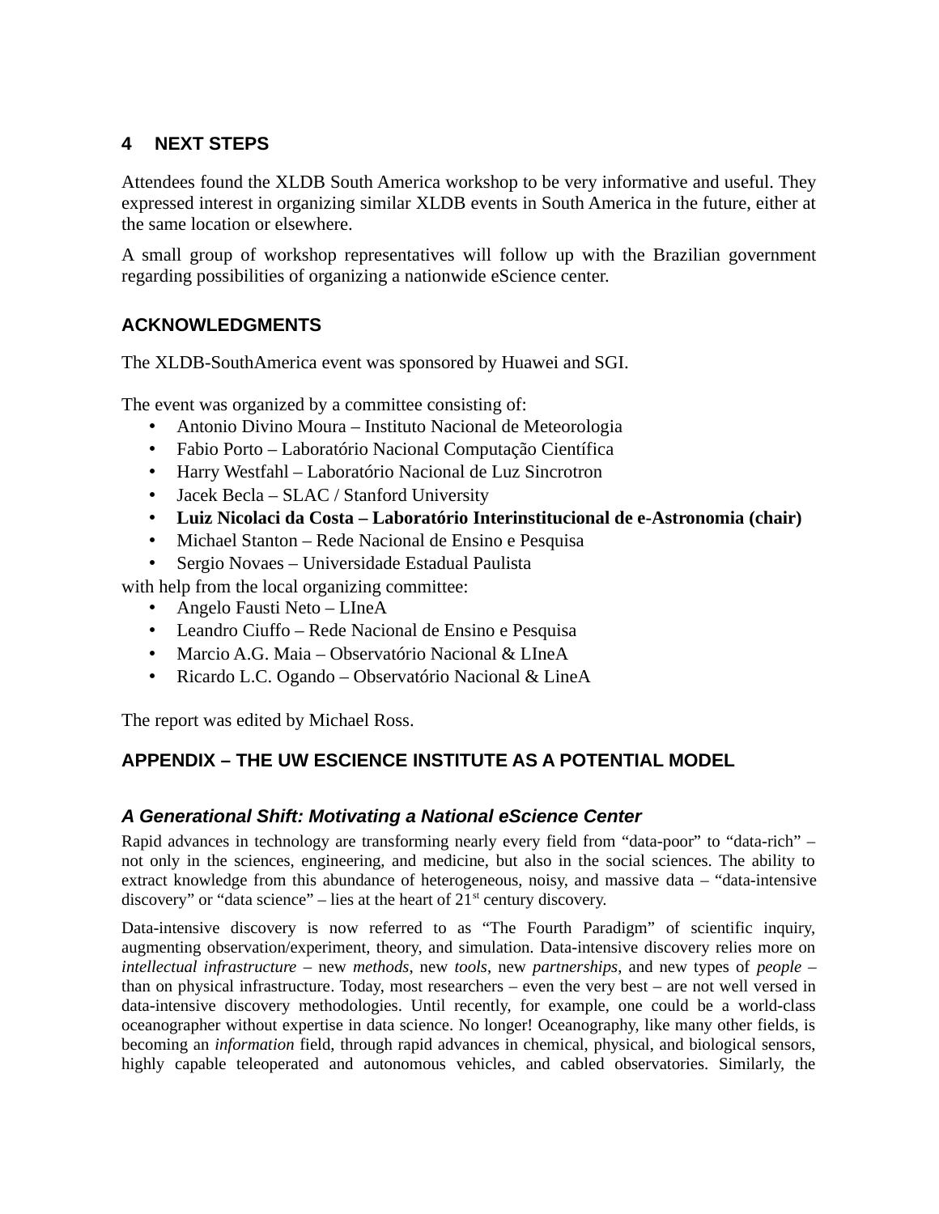## 4 NEXT STEPS

Attendees found the XLDB South America workshop to be very informative and useful. They expressed interest in organizing similar XLDB events in South America in the future, either at the same location or elsewhere.

A small group of workshop representatives will follow up with the Brazilian government regarding possibilities of organizing a nationwide eScience center.

## ACKNOWLEDGMENTS

The XLDB-SouthAmerica event was sponsored by Huawei and SGI.

The event was organized by a committee consisting of:

- Antonio Divino Moura – Instituto Nacional de Meteorologia
- Fabio Porto – Laboratório Nacional Computação Científica
- Harry Westfahl – Laboratório Nacional de Luz Sincrotron
- Jacek Becla – SLAC / Stanford University
- **Luiz Nicolaci da Costa – Laboratório Interinstitucional de e-Astronomia (chair)**
- Michael Stanton – Rede Nacional de Ensino e Pesquisa
- Sergio Novaes – Universidade Estadual Paulista

with help from the local organizing committee:

- Angelo Fausti Neto – LIneA
- Leandro Ciuffo – Rede Nacional de Ensino e Pesquisa
- Marcio A.G. Maia – Observatório Nacional & LIneA
- Ricardo L.C. Ogando – Observatório Nacional & LineA

The report was edited by Michael Ross.

## APPENDIX – THE UW ESCIENCE INSTITUTE AS A POTENTIAL MODEL

### *A Generational Shift: Motivating a National eScience Center*

Rapid advances in technology are transforming nearly every field from "data-poor" to "data-rich" – not only in the sciences, engineering, and medicine, but also in the social sciences. The ability to extract knowledge from this abundance of heterogeneous, noisy, and massive data – "data-intensive discovery" or "data science" – lies at the heart of 21st century discovery.

Data-intensive discovery is now referred to as "The Fourth Paradigm" of scientific inquiry, augmenting observation/experiment, theory, and simulation. Data-intensive discovery relies more on *intellectual infrastructure* – new *methods*, new *tools*, new *partnerships*, and new types of *people* – than on physical infrastructure. Today, most researchers – even the very best – are not well versed in data-intensive discovery methodologies. Until recently, for example, one could be a world-class oceanographer without expertise in data science. No longer! Oceanography, like many other fields, is becoming an *information* field, through rapid advances in chemical, physical, and biological sensors, highly capable teleoperated and autonomous vehicles, and cabled observatories. Similarly, the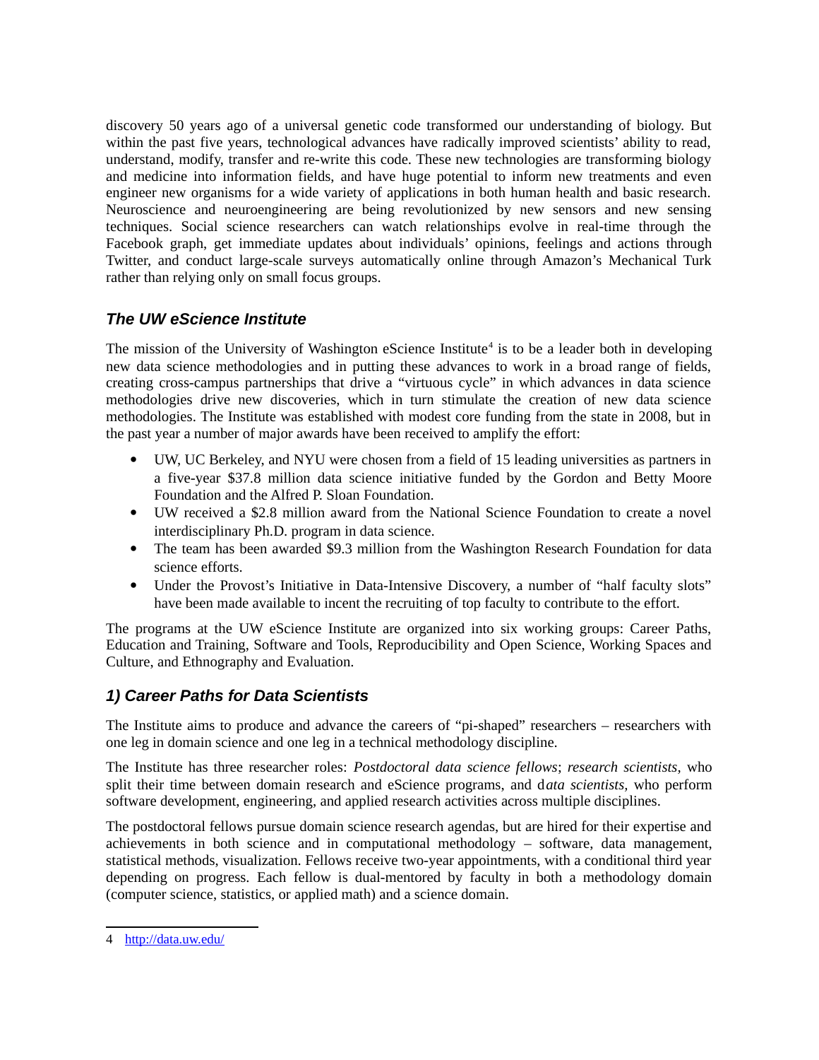discovery 50 years ago of a universal genetic code transformed our understanding of biology. But within the past five years, technological advances have radically improved scientists' ability to read, understand, modify, transfer and re-write this code. These new technologies are transforming biology and medicine into information fields, and have huge potential to inform new treatments and even engineer new organisms for a wide variety of applications in both human health and basic research. Neuroscience and neuroengineering are being revolutionized by new sensors and new sensing techniques. Social science researchers can watch relationships evolve in real-time through the Facebook graph, get immediate updates about individuals' opinions, feelings and actions through Twitter, and conduct large-scale surveys automatically online through Amazon's Mechanical Turk rather than relying only on small focus groups.

## *The UW eScience Institute*

The mission of the University of Washington eScience Institute[4] is to be a leader both in developing new data science methodologies and in putting these advances to work in a broad range of fields, creating cross-campus partnerships that drive a "virtuous cycle" in which advances in data science methodologies drive new discoveries, which in turn stimulate the creation of new data science methodologies. The Institute was established with modest core funding from the state in 2008, but in the past year a number of major awards have been received to amplify the effort:

- UW, UC Berkeley, and NYU were chosen from a field of 15 leading universities as partners in a five-year $37.8 million data science initiative funded by the Gordon and Betty Moore Foundation and the Alfred P. Sloan Foundation.
- UW received a $2.8 million award from the National Science Foundation to create a novel interdisciplinary Ph.D. program in data science.
- The team has been awarded $9.3 million from the Washington Research Foundation for data science efforts.
- Under the Provost's Initiative in Data-Intensive Discovery, a number of "half faculty slots" have been made available to incent the recruiting of top faculty to contribute to the effort.

The programs at the UW eScience Institute are organized into six working groups: Career Paths, Education and Training, Software and Tools, Reproducibility and Open Science, Working Spaces and Culture, and Ethnography and Evaluation.

## *1) Career Paths for Data Scientists*

The Institute aims to produce and advance the careers of "pi-shaped" researchers – researchers with one leg in domain science and one leg in a technical methodology discipline.

The Institute has three researcher roles: *Postdoctoral data science fellows*; *research scientists,* who split their time between domain research and eScience programs, and d*ata scientists*, who perform software development, engineering, and applied research activities across multiple disciplines.

The postdoctoral fellows pursue domain science research agendas, but are hired for their expertise and achievements in both science and in computational methodology – software, data management, statistical methods, visualization. Fellows receive two-year appointments, with a conditional third year depending on progress. Each fellow is dual-mentored by faculty in both a methodology domain (computer science, statistics, or applied math) and a science domain.

4 http://data.uw.edu/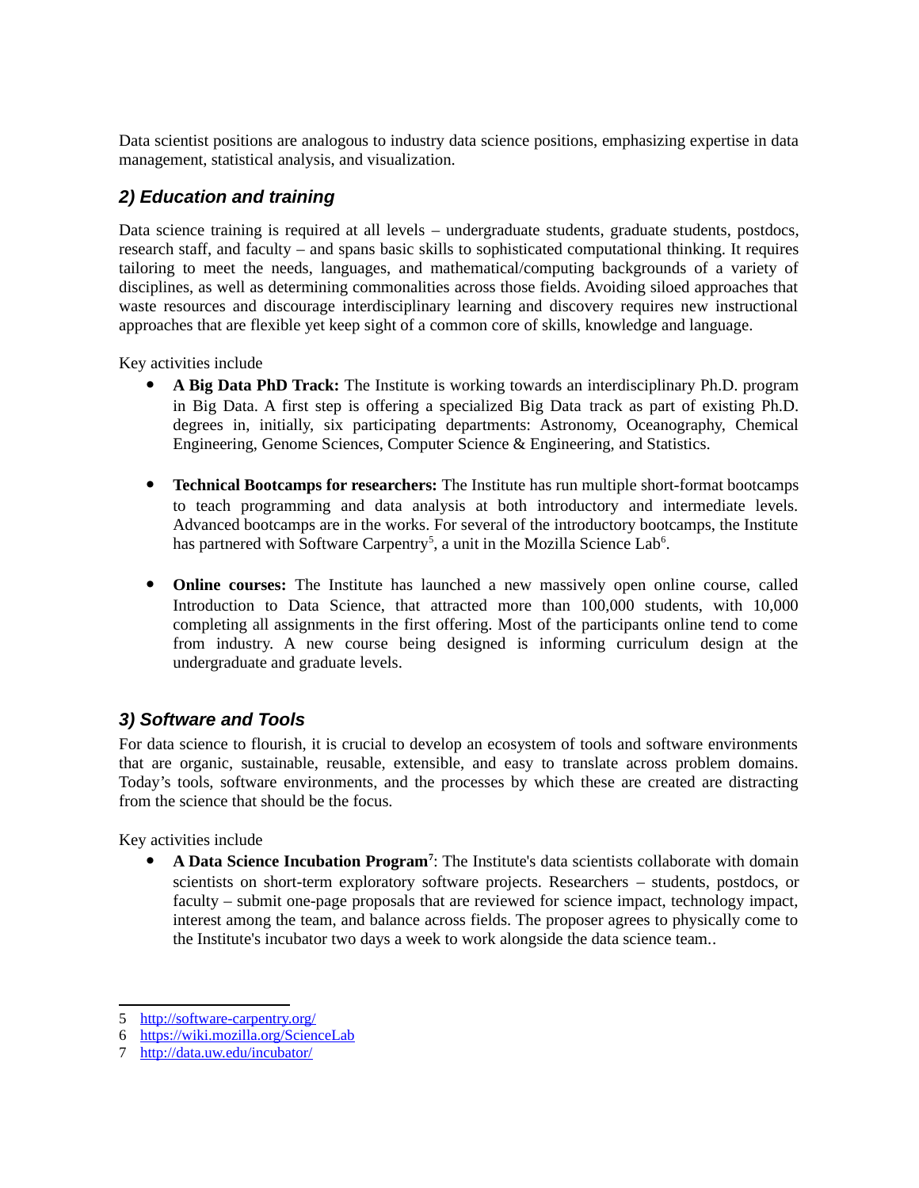Data scientist positions are analogous to industry data science positions, emphasizing expertise in data management, statistical analysis, and visualization.

## *2) Education and training*

Data science training is required at all levels – undergraduate students, graduate students, postdocs, research staff, and faculty – and spans basic skills to sophisticated computational thinking. It requires tailoring to meet the needs, languages, and mathematical/computing backgrounds of a variety of disciplines, as well as determining commonalities across those fields. Avoiding siloed approaches that waste resources and discourage interdisciplinary learning and discovery requires new instructional approaches that are flexible yet keep sight of a common core of skills, knowledge and language.

Key activities include

- **A Big Data PhD Track:** The Institute is working towards an interdisciplinary Ph.D. program in Big Data. A first step is offering a specialized Big Data track as part of existing Ph.D. degrees in, initially, six participating departments: Astronomy, Oceanography, Chemical Engineering, Genome Sciences, Computer Science & Engineering, and Statistics.

- **Technical Bootcamps for researchers:** The Institute has run multiple short-format bootcamps to teach programming and data analysis at both introductory and intermediate levels. Advanced bootcamps are in the works. For several of the introductory bootcamps, the Institute has partnered with Software Carpentry[5], a unit in the Mozilla Science Lab[6].

- **Online courses:** The Institute has launched a new massively open online course, called Introduction to Data Science, that attracted more than 100,000 students, with 10,000 completing all assignments in the first offering. Most of the participants online tend to come from industry. A new course being designed is informing curriculum design at the undergraduate and graduate levels.

## *3) Software and Tools*

For data science to flourish, it is crucial to develop an ecosystem of tools and software environments that are organic, sustainable, reusable, extensible, and easy to translate across problem domains. Today's tools, software environments, and the processes by which these are created are distracting from the science that should be the focus.

Key activities include

- **A Data Science Incubation Program[7]**: The Institute's data scientists collaborate with domain scientists on short-term exploratory software projects. Researchers – students, postdocs, or faculty – submit one-page proposals that are reviewed for science impact, technology impact, interest among the team, and balance across fields. The proposer agrees to physically come to the Institute's incubator two days a week to work alongside the data science team..

---

5 http://software-carpentry.org/

6 https://wiki.mozilla.org/ScienceLab

7 http://data.uw.edu/incubator/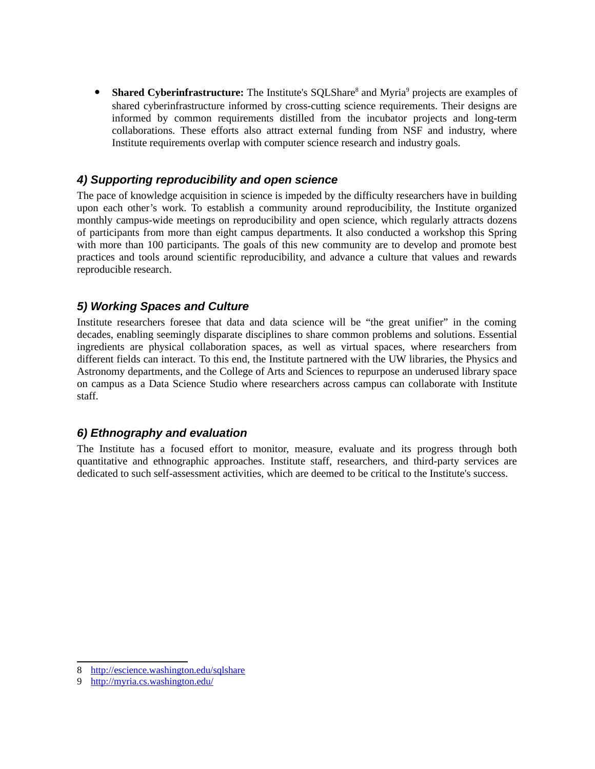- **Shared Cyberinfrastructure:** The Institute's SQLShare[8] and Myria[9] projects are examples of shared cyberinfrastructure informed by cross-cutting science requirements. Their designs are informed by common requirements distilled from the incubator projects and long-term collaborations. These efforts also attract external funding from NSF and industry, where Institute requirements overlap with computer science research and industry goals.

### *4) Supporting reproducibility and open science*

The pace of knowledge acquisition in science is impeded by the difficulty researchers have in building upon each other's work. To establish a community around reproducibility, the Institute organized monthly campus-wide meetings on reproducibility and open science, which regularly attracts dozens of participants from more than eight campus departments. It also conducted a workshop this Spring with more than 100 participants. The goals of this new community are to develop and promote best practices and tools around scientific reproducibility, and advance a culture that values and rewards reproducible research.

### *5) Working Spaces and Culture*

Institute researchers foresee that data and data science will be "the great unifier" in the coming decades, enabling seemingly disparate disciplines to share common problems and solutions. Essential ingredients are physical collaboration spaces, as well as virtual spaces, where researchers from different fields can interact. To this end, the Institute partnered with the UW libraries, the Physics and Astronomy departments, and the College of Arts and Sciences to repurpose an underused library space on campus as a Data Science Studio where researchers across campus can collaborate with Institute staff.

### *6) Ethnography and evaluation*

The Institute has a focused effort to monitor, measure, evaluate and its progress through both quantitative and ethnographic approaches. Institute staff, researchers, and third-party services are dedicated to such self-assessment activities, which are deemed to be critical to the Institute's success.

---

8 http://escience.washington.edu/sqlshare

9 http://myria.cs.washington.edu/